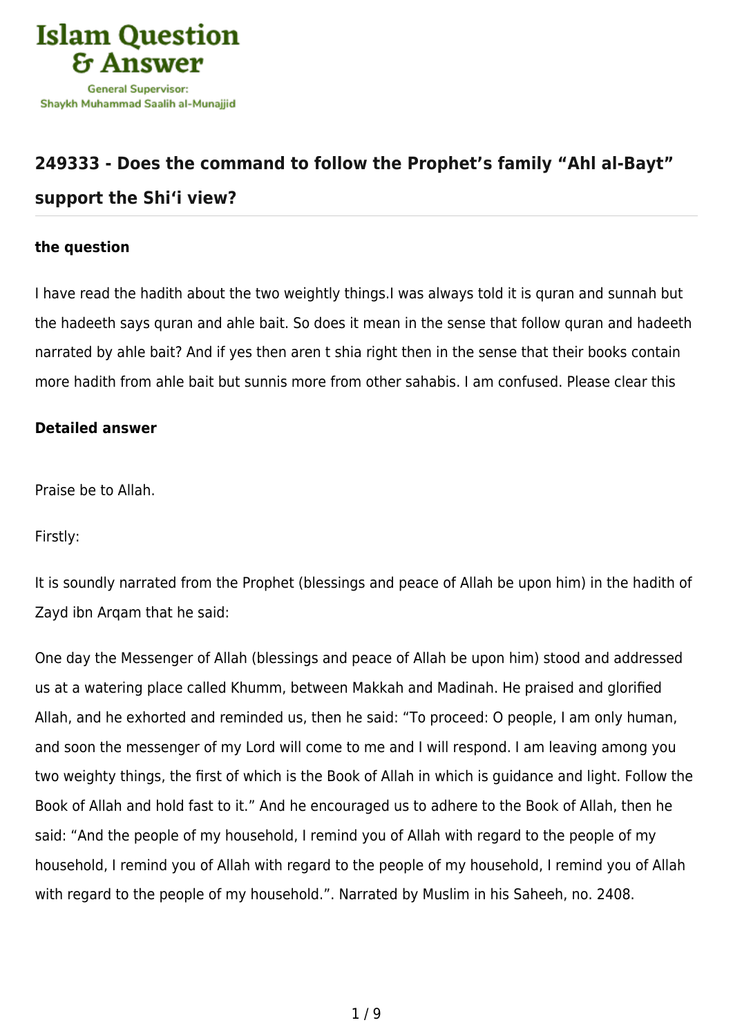## 249333 - Does the command to follow the Prophet's family "Ahl al-Bayt" support the Shi'i view?

**the question**

I have read the hadith about the two weightly things.I was always told it is quran and sunnah but the hadeeth says quran and ahle bait. So does it mean in the sense that follow quran and hadeeth narrated by ahle bait? And if yes then aren t shia right then in the sense that their books contain more hadith from ahle bait but sunnis more from other sahabis. I am confused. Please clear this

**Detailed answer**

Praise be to Allah.

Firstly:

It is soundly narrated from the Prophet (blessings and peace of Allah be upon him) in the hadith of Zayd ibn Arqam that he said:

One day the Messenger of Allah (blessings and peace of Allah be upon him) stood and addressed us at a watering place called Khumm, between Makkah and Madinah. He praised and glorified Allah, and he exhorted and reminded us, then he said: "To proceed: O people, I am only human, and soon the messenger of my Lord will come to me and I will respond. I am leaving among you two weighty things, the first of which is the Book of Allah in which is guidance and light. Follow the Book of Allah and hold fast to it." And he encouraged us to adhere to the Book of Allah, then he said: "And the people of my household, I remind you of Allah with regard to the people of my household, I remind you of Allah with regard to the people of my household, I remind you of Allah with regard to the people of my household.". Narrated by Muslim in his Saheeh, no. 2408.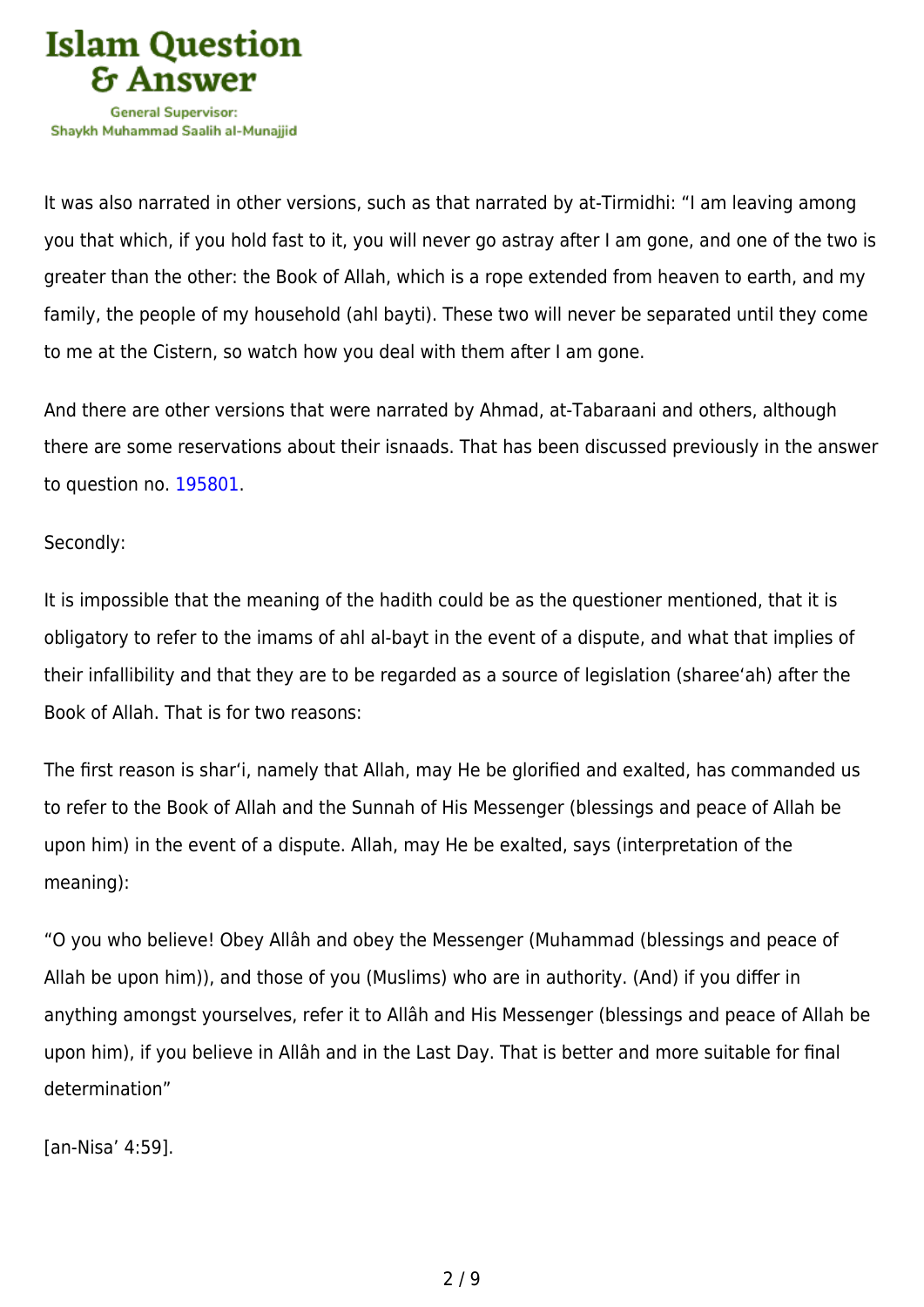It was also narrated in other versions, such as that narrated by at-Tirmidhi: "I am leaving among you that which, if you hold fast to it, you will never go astray after I am gone, and one of the two is greater than the other: the Book of Allah, which is a rope extended from heaven to earth, and my family, the people of my household (ahl bayti). These two will never be separated until they come to me at the Cistern, so watch how you deal with them after I am gone.

And there are other versions that were narrated by Ahmad, at-Tabaraani and others, although there are some reservations about their isnaads. That has been discussed previously in the answer to question no. 195801.

Secondly:

It is impossible that the meaning of the hadith could be as the questioner mentioned, that it is obligatory to refer to the imams of ahl al-bayt in the event of a dispute, and what that implies of their infallibility and that they are to be regarded as a source of legislation (sharee'ah) after the Book of Allah. That is for two reasons:

The first reason is shar'i, namely that Allah, may He be glorified and exalted, has commanded us to refer to the Book of Allah and the Sunnah of His Messenger (blessings and peace of Allah be upon him) in the event of a dispute. Allah, may He be exalted, says (interpretation of the meaning):

"O you who believe! Obey Allâh and obey the Messenger (Muhammad (blessings and peace of Allah be upon him)), and those of you (Muslims) who are in authority. (And) if you differ in anything amongst yourselves, refer it to Allâh and His Messenger (blessings and peace of Allah be upon him), if you believe in Allâh and in the Last Day. That is better and more suitable for final determination"

[an-Nisa' 4:59].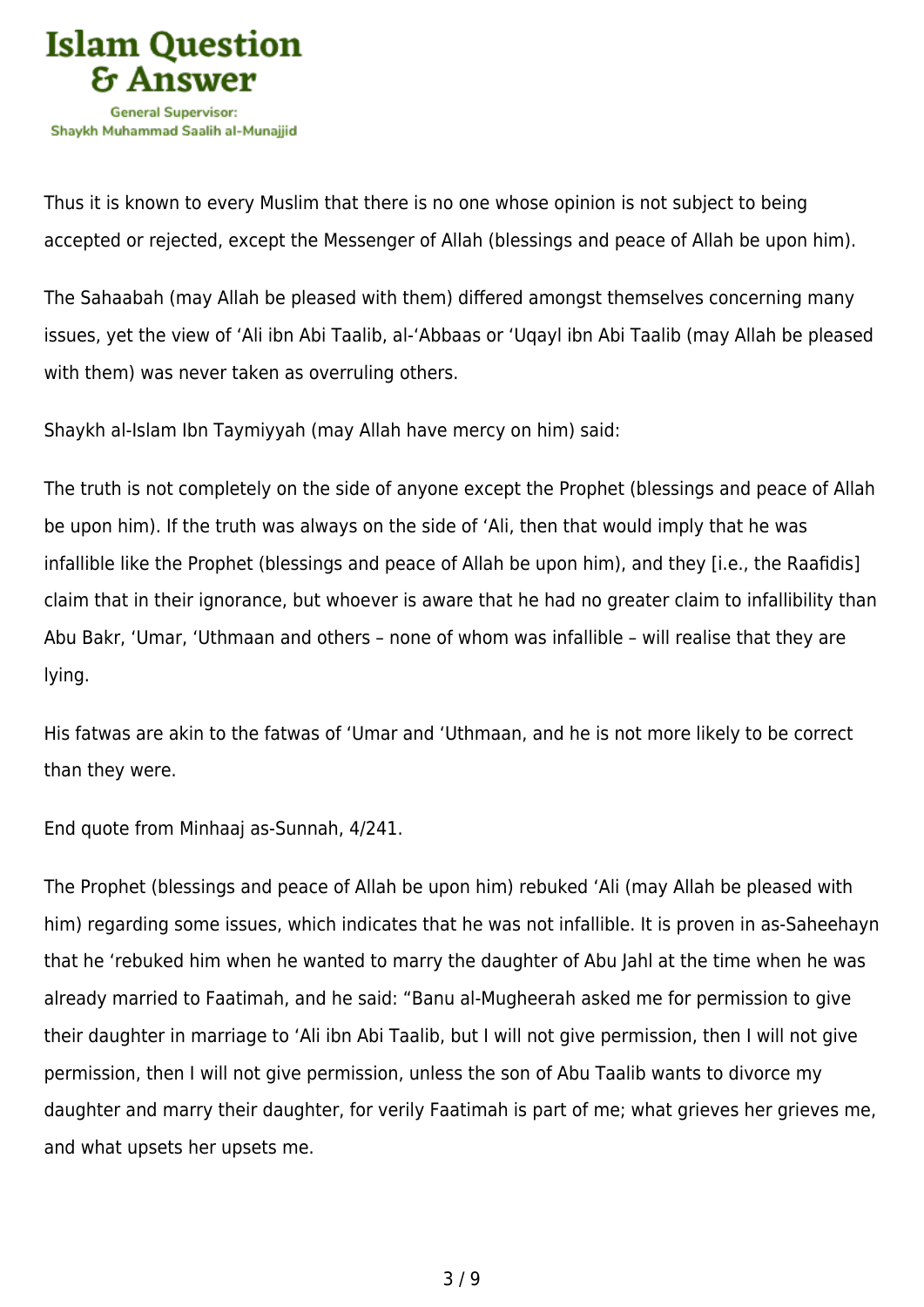Thus it is known to every Muslim that there is no one whose opinion is not subject to being accepted or rejected, except the Messenger of Allah (blessings and peace of Allah be upon him).

The Sahaabah (may Allah be pleased with them) differed amongst themselves concerning many issues, yet the view of ‘Ali ibn Abi Taalib, al-‘Abbaas or ‘Uqayl ibn Abi Taalib (may Allah be pleased with them) was never taken as overruling others.

Shaykh al-Islam Ibn Taymiyyah (may Allah have mercy on him) said:

The truth is not completely on the side of anyone except the Prophet (blessings and peace of Allah be upon him). If the truth was always on the side of ‘Ali, then that would imply that he was infallible like the Prophet (blessings and peace of Allah be upon him), and they [i.e., the Raafidis] claim that in their ignorance, but whoever is aware that he had no greater claim to infallibility than Abu Bakr, ‘Umar, ‘Uthmaan and others – none of whom was infallible – will realise that they are lying.

His fatwas are akin to the fatwas of ‘Umar and ‘Uthmaan, and he is not more likely to be correct than they were.

End quote from Minhaaj as-Sunnah, 4/241.

The Prophet (blessings and peace of Allah be upon him) rebuked ‘Ali (may Allah be pleased with him) regarding some issues, which indicates that he was not infallible. It is proven in as-Saheehayn that he ‘rebuked him when he wanted to marry the daughter of Abu Jahl at the time when he was already married to Faatimah, and he said: “Banu al-Mugheerah asked me for permission to give their daughter in marriage to ‘Ali ibn Abi Taalib, but I will not give permission, then I will not give permission, then I will not give permission, unless the son of Abu Taalib wants to divorce my daughter and marry their daughter, for verily Faatimah is part of me; what grieves her grieves me, and what upsets her upsets me.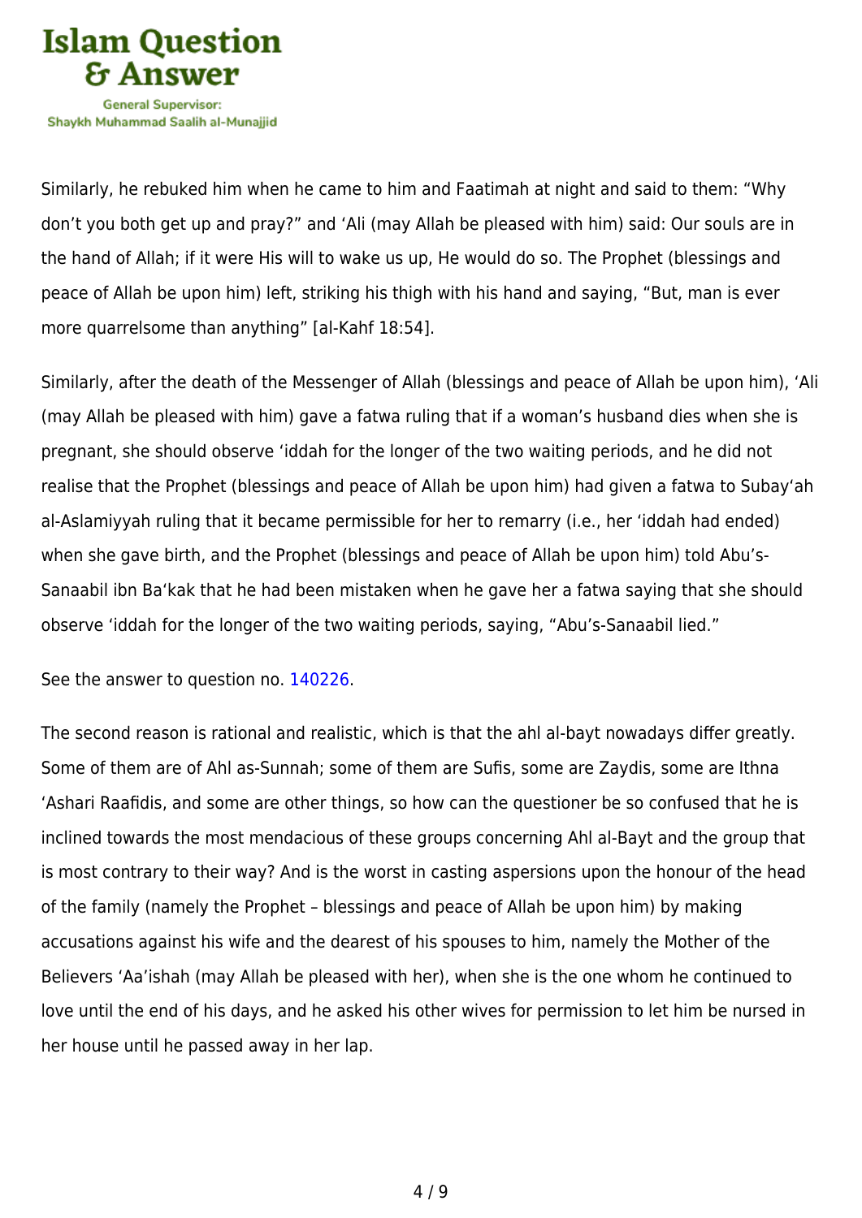Similarly, he rebuked him when he came to him and Faatimah at night and said to them: "Why don't you both get up and pray?" and 'Ali (may Allah be pleased with him) said: Our souls are in the hand of Allah; if it were His will to wake us up, He would do so. The Prophet (blessings and peace of Allah be upon him) left, striking his thigh with his hand and saying, "But, man is ever more quarrelsome than anything" [al-Kahf 18:54].

Similarly, after the death of the Messenger of Allah (blessings and peace of Allah be upon him), 'Ali (may Allah be pleased with him) gave a fatwa ruling that if a woman's husband dies when she is pregnant, she should observe 'iddah for the longer of the two waiting periods, and he did not realise that the Prophet (blessings and peace of Allah be upon him) had given a fatwa to Subay'ah al-Aslamiyyah ruling that it became permissible for her to remarry (i.e., her 'iddah had ended) when she gave birth, and the Prophet (blessings and peace of Allah be upon him) told Abu's-Sanaabil ibn Ba'kak that he had been mistaken when he gave her a fatwa saying that she should observe 'iddah for the longer of the two waiting periods, saying, "Abu's-Sanaabil lied."

See the answer to question no. 140226.

The second reason is rational and realistic, which is that the ahl al-bayt nowadays differ greatly. Some of them are of Ahl as-Sunnah; some of them are Sufis, some are Zaydis, some are Ithna 'Ashari Raafidis, and some are other things, so how can the questioner be so confused that he is inclined towards the most mendacious of these groups concerning Ahl al-Bayt and the group that is most contrary to their way? And is the worst in casting aspersions upon the honour of the head of the family (namely the Prophet – blessings and peace of Allah be upon him) by making accusations against his wife and the dearest of his spouses to him, namely the Mother of the Believers 'Aa'ishah (may Allah be pleased with her), when she is the one whom he continued to love until the end of his days, and he asked his other wives for permission to let him be nursed in her house until he passed away in her lap.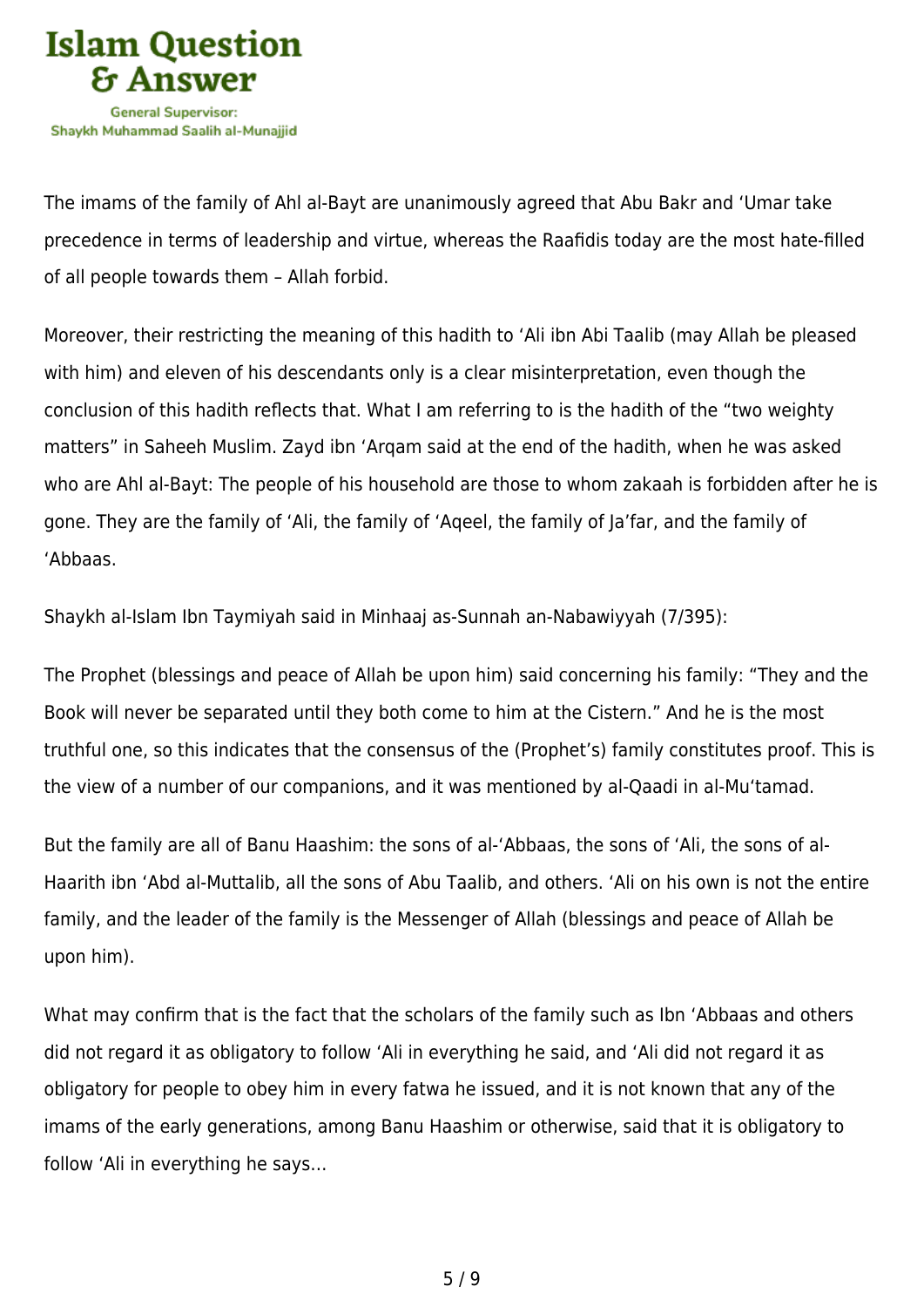The imams of the family of Ahl al-Bayt are unanimously agreed that Abu Bakr and ‘Umar take precedence in terms of leadership and virtue, whereas the Raafidis today are the most hate-filled of all people towards them – Allah forbid.

Moreover, their restricting the meaning of this hadith to ‘Ali ibn Abi Taalib (may Allah be pleased with him) and eleven of his descendants only is a clear misinterpretation, even though the conclusion of this hadith reflects that. What I am referring to is the hadith of the “two weighty matters” in Saheeh Muslim. Zayd ibn ‘Arqam said at the end of the hadith, when he was asked who are Ahl al-Bayt: The people of his household are those to whom zakaah is forbidden after he is gone. They are the family of ‘Ali, the family of ‘Aqeel, the family of Ja’far, and the family of ‘Abbaas.

Shaykh al-Islam Ibn Taymiyah said in Minhaaj as-Sunnah an-Nabawiyyah (7/395):

The Prophet (blessings and peace of Allah be upon him) said concerning his family: “They and the Book will never be separated until they both come to him at the Cistern.” And he is the most truthful one, so this indicates that the consensus of the (Prophet’s) family constitutes proof. This is the view of a number of our companions, and it was mentioned by al-Qaadi in al-Mu‘tamad.

But the family are all of Banu Haashim: the sons of al-‘Abbaas, the sons of ‘Ali, the sons of al-Haarith ibn ‘Abd al-Muttalib, all the sons of Abu Taalib, and others. ‘Ali on his own is not the entire family, and the leader of the family is the Messenger of Allah (blessings and peace of Allah be upon him).

What may confirm that is the fact that the scholars of the family such as Ibn ‘Abbaas and others did not regard it as obligatory to follow ‘Ali in everything he said, and ‘Ali did not regard it as obligatory for people to obey him in every fatwa he issued, and it is not known that any of the imams of the early generations, among Banu Haashim or otherwise, said that it is obligatory to follow ‘Ali in everything he says…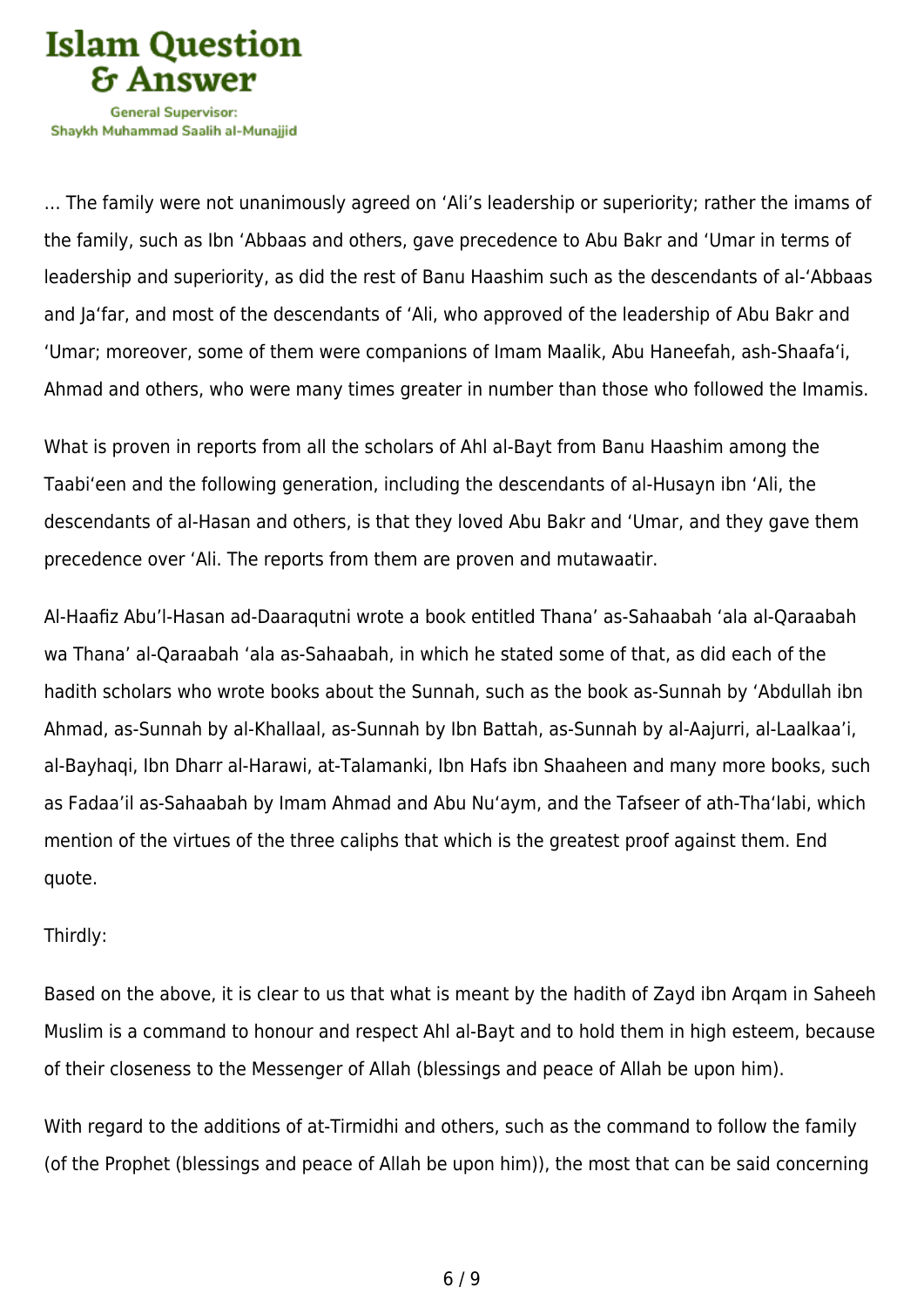… The family were not unanimously agreed on ‘Ali’s leadership or superiority; rather the imams of the family, such as Ibn ‘Abbaas and others, gave precedence to Abu Bakr and ‘Umar in terms of leadership and superiority, as did the rest of Banu Haashim such as the descendants of al-‘Abbaas and Ja‘far, and most of the descendants of ‘Ali, who approved of the leadership of Abu Bakr and ‘Umar; moreover, some of them were companions of Imam Maalik, Abu Haneefah, ash-Shaafa‘i, Ahmad and others, who were many times greater in number than those who followed the Imamis.

What is proven in reports from all the scholars of Ahl al-Bayt from Banu Haashim among the Taabi‘een and the following generation, including the descendants of al-Husayn ibn ‘Ali, the descendants of al-Hasan and others, is that they loved Abu Bakr and ‘Umar, and they gave them precedence over ‘Ali. The reports from them are proven and mutawaatir.

Al-Haafiz Abu’l-Hasan ad-Daaraqutni wrote a book entitled Thana’ as-Sahaabah ‘ala al-Qaraabah wa Thana’ al-Qaraabah ‘ala as-Sahaabah, in which he stated some of that, as did each of the hadith scholars who wrote books about the Sunnah, such as the book as-Sunnah by ‘Abdullah ibn Ahmad, as-Sunnah by al-Khallaal, as-Sunnah by Ibn Battah, as-Sunnah by al-Aajurri, al-Laalkaa’i, al-Bayhaqi, Ibn Dharr al-Harawi, at-Talamanki, Ibn Hafs ibn Shaaheen and many more books, such as Fadaa’il as-Sahaabah by Imam Ahmad and Abu Nu‘aym, and the Tafseer of ath-Tha‘labi, which mention of the virtues of the three caliphs that which is the greatest proof against them. End quote.

Thirdly:

Based on the above, it is clear to us that what is meant by the hadith of Zayd ibn Arqam in Saheeh Muslim is a command to honour and respect Ahl al-Bayt and to hold them in high esteem, because of their closeness to the Messenger of Allah (blessings and peace of Allah be upon him).

With regard to the additions of at-Tirmidhi and others, such as the command to follow the family (of the Prophet (blessings and peace of Allah be upon him)), the most that can be said concerning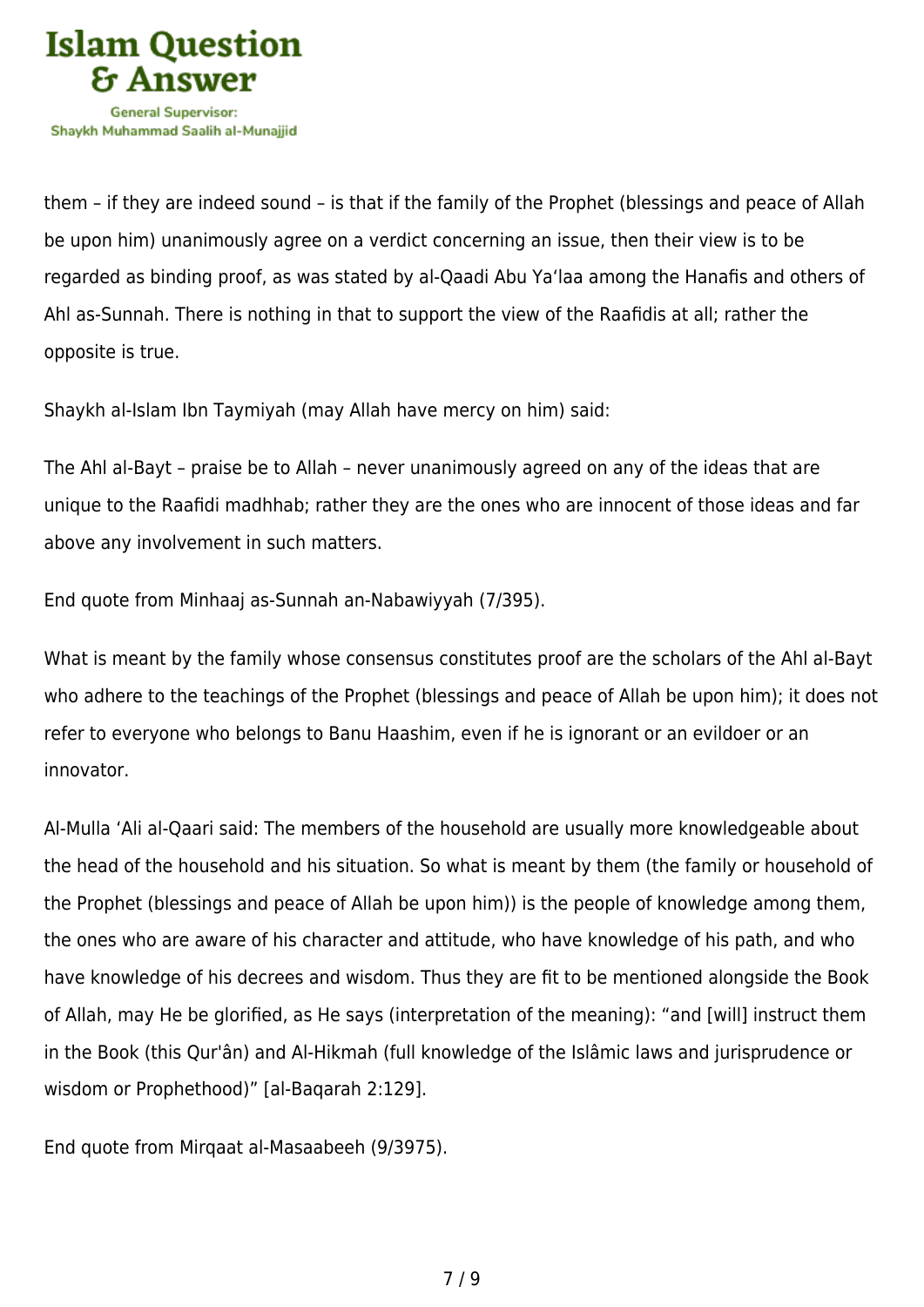them – if they are indeed sound – is that if the family of the Prophet (blessings and peace of Allah be upon him) unanimously agree on a verdict concerning an issue, then their view is to be regarded as binding proof, as was stated by al-Qaadi Abu Ya'laa among the Hanafis and others of Ahl as-Sunnah. There is nothing in that to support the view of the Raafidis at all; rather the opposite is true.

Shaykh al-Islam Ibn Taymiyah (may Allah have mercy on him) said:

The Ahl al-Bayt – praise be to Allah – never unanimously agreed on any of the ideas that are unique to the Raafidi madhhab; rather they are the ones who are innocent of those ideas and far above any involvement in such matters.

End quote from Minhaaj as-Sunnah an-Nabawiyyah (7/395).

What is meant by the family whose consensus constitutes proof are the scholars of the Ahl al-Bayt who adhere to the teachings of the Prophet (blessings and peace of Allah be upon him); it does not refer to everyone who belongs to Banu Haashim, even if he is ignorant or an evildoer or an innovator.

Al-Mulla 'Ali al-Qaari said: The members of the household are usually more knowledgeable about the head of the household and his situation. So what is meant by them (the family or household of the Prophet (blessings and peace of Allah be upon him)) is the people of knowledge among them, the ones who are aware of his character and attitude, who have knowledge of his path, and who have knowledge of his decrees and wisdom. Thus they are fit to be mentioned alongside the Book of Allah, may He be glorified, as He says (interpretation of the meaning): "and [will] instruct them in the Book (this Qur'ân) and Al-Hikmah (full knowledge of the Islâmic laws and jurisprudence or wisdom or Prophethood)" [al-Baqarah 2:129].

End quote from Mirqaat al-Masaabeeh (9/3975).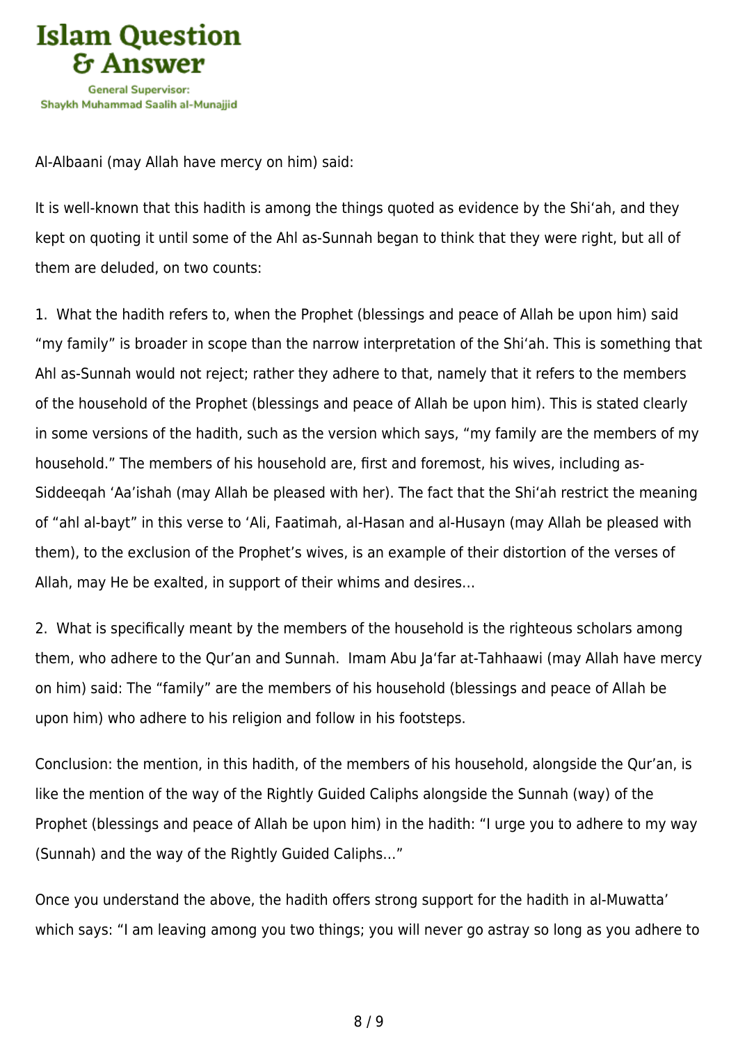Al-Albaani (may Allah have mercy on him) said:

It is well-known that this hadith is among the things quoted as evidence by the Shi'ah, and they kept on quoting it until some of the Ahl as-Sunnah began to think that they were right, but all of them are deluded, on two counts:

1. What the hadith refers to, when the Prophet (blessings and peace of Allah be upon him) said "my family" is broader in scope than the narrow interpretation of the Shi'ah. This is something that Ahl as-Sunnah would not reject; rather they adhere to that, namely that it refers to the members of the household of the Prophet (blessings and peace of Allah be upon him). This is stated clearly in some versions of the hadith, such as the version which says, "my family are the members of my household." The members of his household are, first and foremost, his wives, including as-Siddeeqah 'Aa'ishah (may Allah be pleased with her). The fact that the Shi'ah restrict the meaning of "ahl al-bayt" in this verse to 'Ali, Faatimah, al-Hasan and al-Husayn (may Allah be pleased with them), to the exclusion of the Prophet's wives, is an example of their distortion of the verses of Allah, may He be exalted, in support of their whims and desires…

2. What is specifically meant by the members of the household is the righteous scholars among them, who adhere to the Qur'an and Sunnah. Imam Abu Ja'far at-Tahhaawi (may Allah have mercy on him) said: The "family" are the members of his household (blessings and peace of Allah be upon him) who adhere to his religion and follow in his footsteps.

Conclusion: the mention, in this hadith, of the members of his household, alongside the Qur'an, is like the mention of the way of the Rightly Guided Caliphs alongside the Sunnah (way) of the Prophet (blessings and peace of Allah be upon him) in the hadith: "I urge you to adhere to my way (Sunnah) and the way of the Rightly Guided Caliphs…"

Once you understand the above, the hadith offers strong support for the hadith in al-Muwatta' which says: "I am leaving among you two things; you will never go astray so long as you adhere to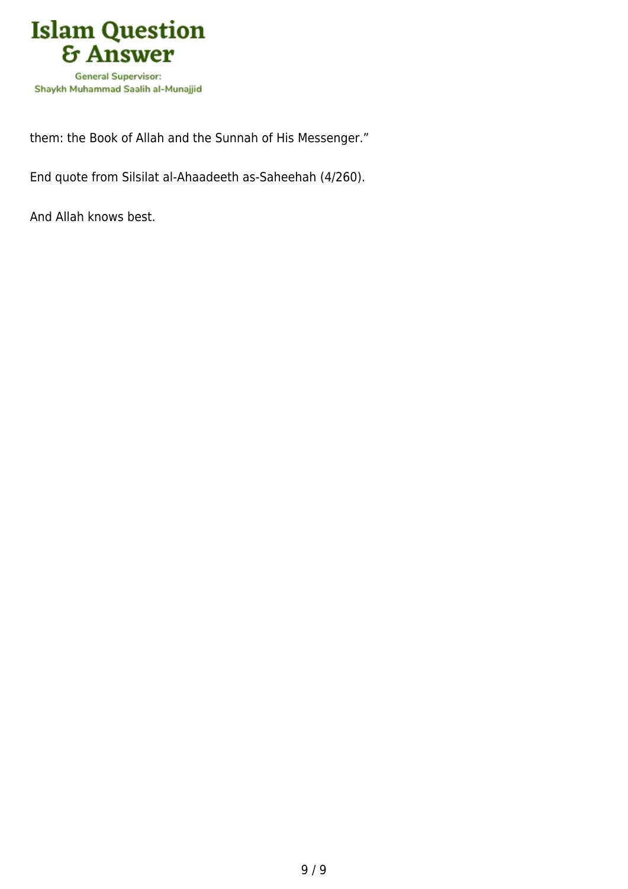them: the Book of Allah and the Sunnah of His Messenger."

End quote from Silsilat al-Ahaadeeth as-Saheehah (4/260).

And Allah knows best.